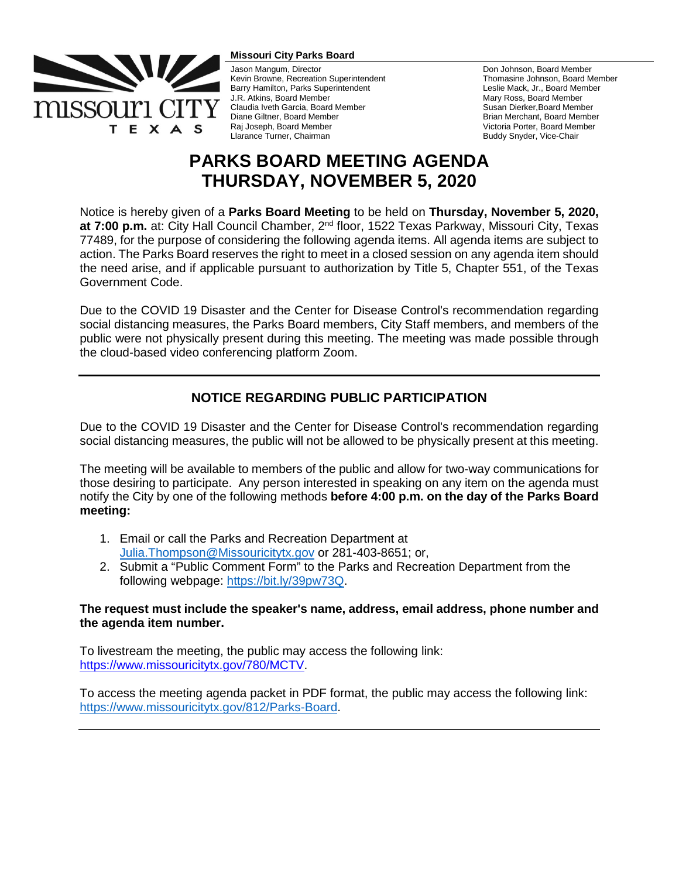**Missouri City Parks Board**

Jason Mangum, Director
Kevin Browne, Recreation Superintendent
Barry Hamilton, Parks Superintendent
J.R. Atkins, Board Member
Claudia Iveth Garcia, Board Member
Diane Giltner, Board Member
Raj Joseph, Board Member
Llarance Turner, Chairman

Don Johnson, Board Member
Thomasine Johnson, Board Member
Leslie Mack, Jr., Board Member
Mary Ross, Board Member
Susan Dierker,Board Member
Brian Merchant, Board Member
Victoria Porter, Board Member
Buddy Snyder, Vice-Chair

# PARKS BOARD MEETING AGENDA
# THURSDAY, NOVEMBER 5, 2020

Notice is hereby given of a **Parks Board Meeting** to be held on **Thursday, November 5, 2020, at 7:00 p.m.** at: City Hall Council Chamber, 2nd floor, 1522 Texas Parkway, Missouri City, Texas 77489, for the purpose of considering the following agenda items. All agenda items are subject to action. The Parks Board reserves the right to meet in a closed session on any agenda item should the need arise, and if applicable pursuant to authorization by Title 5, Chapter 551, of the Texas Government Code.

Due to the COVID 19 Disaster and the Center for Disease Control's recommendation regarding social distancing measures, the Parks Board members, City Staff members, and members of the public were not physically present during this meeting. The meeting was made possible through the cloud-based video conferencing platform Zoom.

---

## NOTICE REGARDING PUBLIC PARTICIPATION

Due to the COVID 19 Disaster and the Center for Disease Control's recommendation regarding social distancing measures, the public will not be allowed to be physically present at this meeting.

The meeting will be available to members of the public and allow for two-way communications for those desiring to participate. Any person interested in speaking on any item on the agenda must notify the City by one of the following methods **before 4:00 p.m. on the day of the Parks Board meeting:**

1. Email or call the Parks and Recreation Department at Julia.Thompson@Missouricitytx.gov or 281-403-8651; or,
2. Submit a "Public Comment Form" to the Parks and Recreation Department from the following webpage: https://bit.ly/39pw73Q.

**The request must include the speaker's name, address, email address, phone number and the agenda item number.**

To livestream the meeting, the public may access the following link: https://www.missouricitytx.gov/780/MCTV.

To access the meeting agenda packet in PDF format, the public may access the following link: https://www.missouricitytx.gov/812/Parks-Board.

---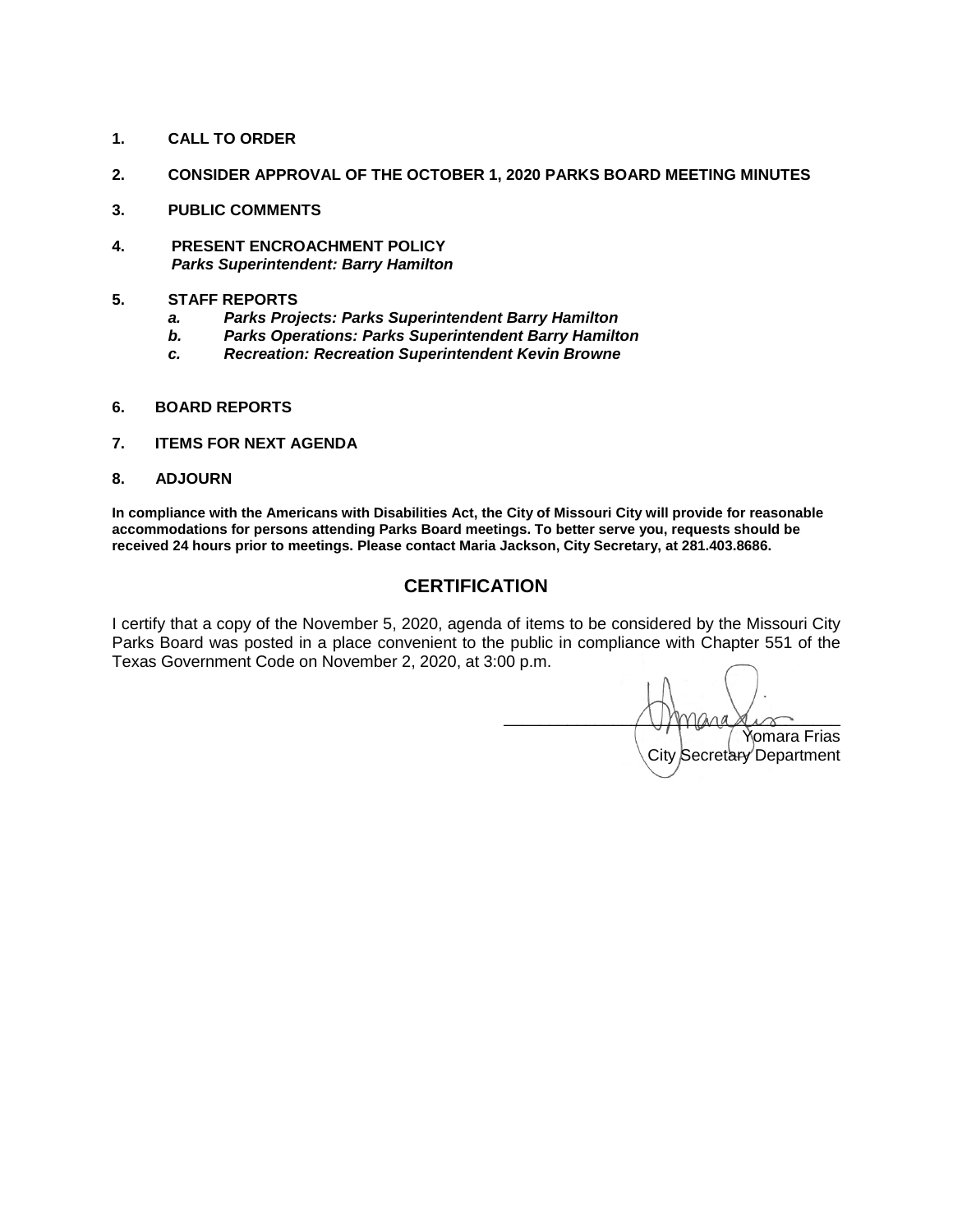1. **CALL TO ORDER**

2. **CONSIDER APPROVAL OF THE OCTOBER 1, 2020 PARKS BOARD MEETING MINUTES**

3. **PUBLIC COMMENTS**

4. **PRESENT ENCROACHMENT POLICY**
   ***Parks Superintendent: Barry Hamilton***

5. **STAFF REPORTS**
   - ***a. Parks Projects: Parks Superintendent Barry Hamilton***
   - ***b. Parks Operations: Parks Superintendent Barry Hamilton***
   - ***c. Recreation: Recreation Superintendent Kevin Browne***

6. **BOARD REPORTS**

7. **ITEMS FOR NEXT AGENDA**

8. **ADJOURN**

**In compliance with the Americans with Disabilities Act, the City of Missouri City will provide for reasonable accommodations for persons attending Parks Board meetings. To better serve you, requests should be received 24 hours prior to meetings. Please contact Maria Jackson, City Secretary, at 281.403.8686.**

## CERTIFICATION

I certify that a copy of the November 5, 2020, agenda of items to be considered by the Missouri City Parks Board was posted in a place convenient to the public in compliance with Chapter 551 of the Texas Government Code on November 2, 2020, at 3:00 p.m.

Yomara Frias
City Secretary Department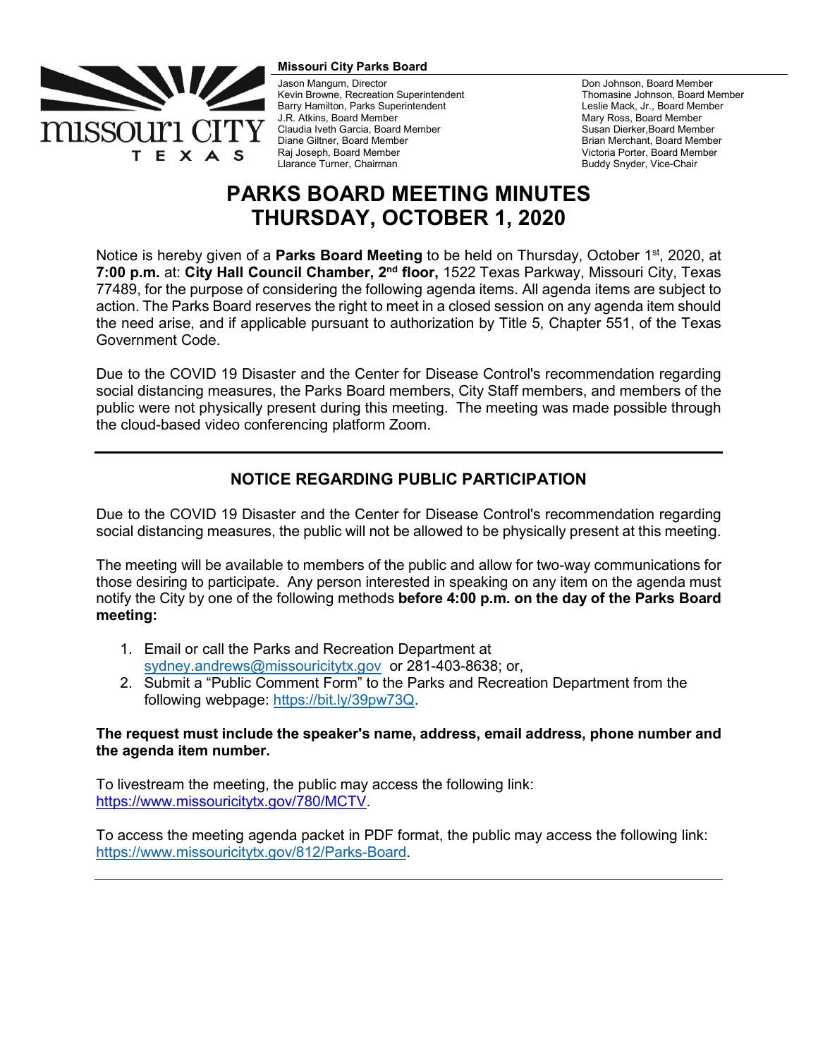**Missouri City Parks Board**

Jason Mangum, Director
Kevin Browne, Recreation Superintendent
Barry Hamilton, Parks Superintendent
J.R. Atkins, Board Member
Claudia Iveth Garcia, Board Member
Diane Giltner, Board Member
Raj Joseph, Board Member
Llarance Turner, Chairman

Don Johnson, Board Member
Thomasine Johnson, Board Member
Leslie Mack, Jr., Board Member
Mary Ross, Board Member
Susan Dierker,Board Member
Brian Merchant, Board Member
Victoria Porter, Board Member
Buddy Snyder, Vice-Chair

# PARKS BOARD MEETING MINUTES THURSDAY, OCTOBER 1, 2020

Notice is hereby given of a **Parks Board Meeting** to be held on Thursday, October 1st, 2020, at **7:00 p.m.** at: **City Hall Council Chamber, 2nd floor,** 1522 Texas Parkway, Missouri City, Texas 77489, for the purpose of considering the following agenda items. All agenda items are subject to action. The Parks Board reserves the right to meet in a closed session on any agenda item should the need arise, and if applicable pursuant to authorization by Title 5, Chapter 551, of the Texas Government Code.

Due to the COVID 19 Disaster and the Center for Disease Control's recommendation regarding social distancing measures, the Parks Board members, City Staff members, and members of the public were not physically present during this meeting. The meeting was made possible through the cloud-based video conferencing platform Zoom.

---

## NOTICE REGARDING PUBLIC PARTICIPATION

Due to the COVID 19 Disaster and the Center for Disease Control's recommendation regarding social distancing measures, the public will not be allowed to be physically present at this meeting.

The meeting will be available to members of the public and allow for two-way communications for those desiring to participate. Any person interested in speaking on any item on the agenda must notify the City by one of the following methods **before 4:00 p.m. on the day of the Parks Board meeting:**

1. Email or call the Parks and Recreation Department at sydney.andrews@missouricitytx.gov or 281-403-8638; or,
2. Submit a "Public Comment Form" to the Parks and Recreation Department from the following webpage: https://bit.ly/39pw73Q.

**The request must include the speaker's name, address, email address, phone number and the agenda item number.**

To livestream the meeting, the public may access the following link: https://www.missouricitytx.gov/780/MCTV.

To access the meeting agenda packet in PDF format, the public may access the following link: https://www.missouricitytx.gov/812/Parks-Board.

---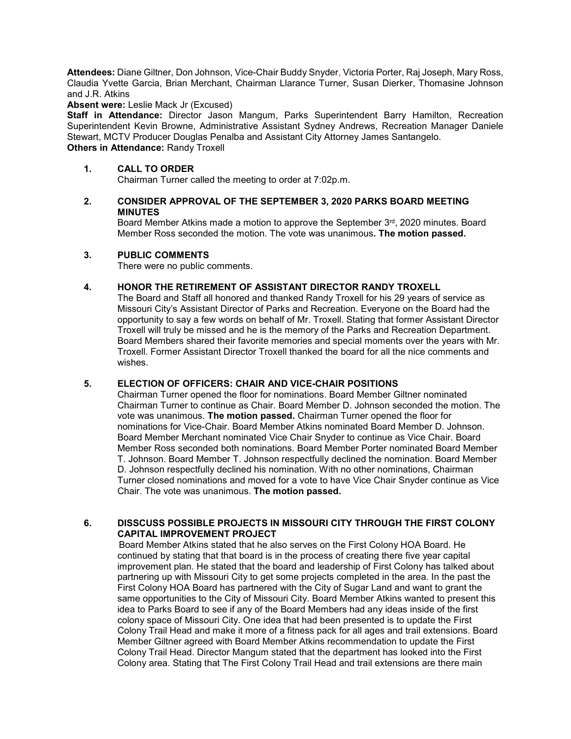**Attendees:** Diane Giltner, Don Johnson, Vice-Chair Buddy Snyder, Victoria Porter, Raj Joseph, Mary Ross, Claudia Yvette Garcia, Brian Merchant, Chairman Llarance Turner, Susan Dierker, Thomasine Johnson and J.R. Atkins

**Absent were:** Leslie Mack Jr (Excused)

**Staff in Attendance:** Director Jason Mangum, Parks Superintendent Barry Hamilton, Recreation Superintendent Kevin Browne, Administrative Assistant Sydney Andrews, Recreation Manager Daniele Stewart, MCTV Producer Douglas Penalba and Assistant City Attorney James Santangelo.

**Others in Attendance:** Randy Troxell

1. **CALL TO ORDER**

   Chairman Turner called the meeting to order at 7:02p.m.

2. **CONSIDER APPROVAL OF THE SEPTEMBER 3, 2020 PARKS BOARD MEETING MINUTES**

   Board Member Atkins made a motion to approve the September 3rd, 2020 minutes. Board Member Ross seconded the motion. The vote was unanimous**. The motion passed.**

3. **PUBLIC COMMENTS**

   There were no public comments.

4. **HONOR THE RETIREMENT OF ASSISTANT DIRECTOR RANDY TROXELL**

   The Board and Staff all honored and thanked Randy Troxell for his 29 years of service as Missouri City's Assistant Director of Parks and Recreation. Everyone on the Board had the opportunity to say a few words on behalf of Mr. Troxell. Stating that former Assistant Director Troxell will truly be missed and he is the memory of the Parks and Recreation Department. Board Members shared their favorite memories and special moments over the years with Mr. Troxell. Former Assistant Director Troxell thanked the board for all the nice comments and wishes.

5. **ELECTION OF OFFICERS: CHAIR AND VICE-CHAIR POSITIONS**

   Chairman Turner opened the floor for nominations. Board Member Giltner nominated Chairman Turner to continue as Chair. Board Member D. Johnson seconded the motion. The vote was unanimous. **The motion passed.** Chairman Turner opened the floor for nominations for Vice-Chair. Board Member Atkins nominated Board Member D. Johnson. Board Member Merchant nominated Vice Chair Snyder to continue as Vice Chair. Board Member Ross seconded both nominations. Board Member Porter nominated Board Member T. Johnson. Board Member T. Johnson respectfully declined the nomination. Board Member D. Johnson respectfully declined his nomination. With no other nominations, Chairman Turner closed nominations and moved for a vote to have Vice Chair Snyder continue as Vice Chair. The vote was unanimous. **The motion passed.**

6. **DISSCUSS POSSIBLE PROJECTS IN MISSOURI CITY THROUGH THE FIRST COLONY CAPITAL IMPROVEMENT PROJECT**

   Board Member Atkins stated that he also serves on the First Colony HOA Board. He continued by stating that that board is in the process of creating there five year capital improvement plan. He stated that the board and leadership of First Colony has talked about partnering up with Missouri City to get some projects completed in the area. In the past the First Colony HOA Board has partnered with the City of Sugar Land and want to grant the same opportunities to the City of Missouri City. Board Member Atkins wanted to present this idea to Parks Board to see if any of the Board Members had any ideas inside of the first colony space of Missouri City. One idea that had been presented is to update the First Colony Trail Head and make it more of a fitness pack for all ages and trail extensions. Board Member Giltner agreed with Board Member Atkins recommendation to update the First Colony Trail Head. Director Mangum stated that the department has looked into the First Colony area. Stating that The First Colony Trail Head and trail extensions are there main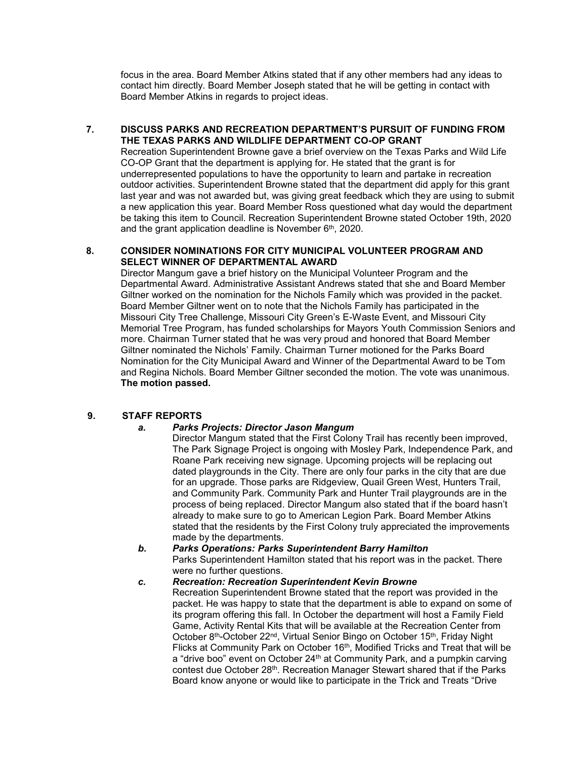focus in the area. Board Member Atkins stated that if any other members had any ideas to contact him directly. Board Member Joseph stated that he will be getting in contact with Board Member Atkins in regards to project ideas.

**7. DISCUSS PARKS AND RECREATION DEPARTMENT'S PURSUIT OF FUNDING FROM THE TEXAS PARKS AND WILDLIFE DEPARTMENT CO-OP GRANT**

Recreation Superintendent Browne gave a brief overview on the Texas Parks and Wild Life CO-OP Grant that the department is applying for. He stated that the grant is for underrepresented populations to have the opportunity to learn and partake in recreation outdoor activities. Superintendent Browne stated that the department did apply for this grant last year and was not awarded but, was giving great feedback which they are using to submit a new application this year. Board Member Ross questioned what day would the department be taking this item to Council. Recreation Superintendent Browne stated October 19th, 2020 and the grant application deadline is November 6th, 2020.

**8. CONSIDER NOMINATIONS FOR CITY MUNICIPAL VOLUNTEER PROGRAM AND SELECT WINNER OF DEPARTMENTAL AWARD**

Director Mangum gave a brief history on the Municipal Volunteer Program and the Departmental Award. Administrative Assistant Andrews stated that she and Board Member Giltner worked on the nomination for the Nichols Family which was provided in the packet. Board Member Giltner went on to note that the Nichols Family has participated in the Missouri City Tree Challenge, Missouri City Green's E-Waste Event, and Missouri City Memorial Tree Program, has funded scholarships for Mayors Youth Commission Seniors and more. Chairman Turner stated that he was very proud and honored that Board Member Giltner nominated the Nichols' Family. Chairman Turner motioned for the Parks Board Nomination for the City Municipal Award and Winner of the Departmental Award to be Tom and Regina Nichols. Board Member Giltner seconded the motion. The vote was unanimous. **The motion passed.**

**9. STAFF REPORTS**

***a. Parks Projects: Director Jason Mangum***

Director Mangum stated that the First Colony Trail has recently been improved, The Park Signage Project is ongoing with Mosley Park, Independence Park, and Roane Park receiving new signage. Upcoming projects will be replacing out dated playgrounds in the City. There are only four parks in the city that are due for an upgrade. Those parks are Ridgeview, Quail Green West, Hunters Trail, and Community Park. Community Park and Hunter Trail playgrounds are in the process of being replaced. Director Mangum also stated that if the board hasn't already to make sure to go to American Legion Park. Board Member Atkins stated that the residents by the First Colony truly appreciated the improvements made by the departments.

***b. Parks Operations: Parks Superintendent Barry Hamilton***

Parks Superintendent Hamilton stated that his report was in the packet. There were no further questions.

***c. Recreation: Recreation Superintendent Kevin Browne***

Recreation Superintendent Browne stated that the report was provided in the packet. He was happy to state that the department is able to expand on some of its program offering this fall. In October the department will host a Family Field Game, Activity Rental Kits that will be available at the Recreation Center from October 8th-October 22nd, Virtual Senior Bingo on October 15th, Friday Night Flicks at Community Park on October 16th, Modified Tricks and Treat that will be a "drive boo" event on October 24th at Community Park, and a pumpkin carving contest due October 28th. Recreation Manager Stewart shared that if the Parks Board know anyone or would like to participate in the Trick and Treats "Drive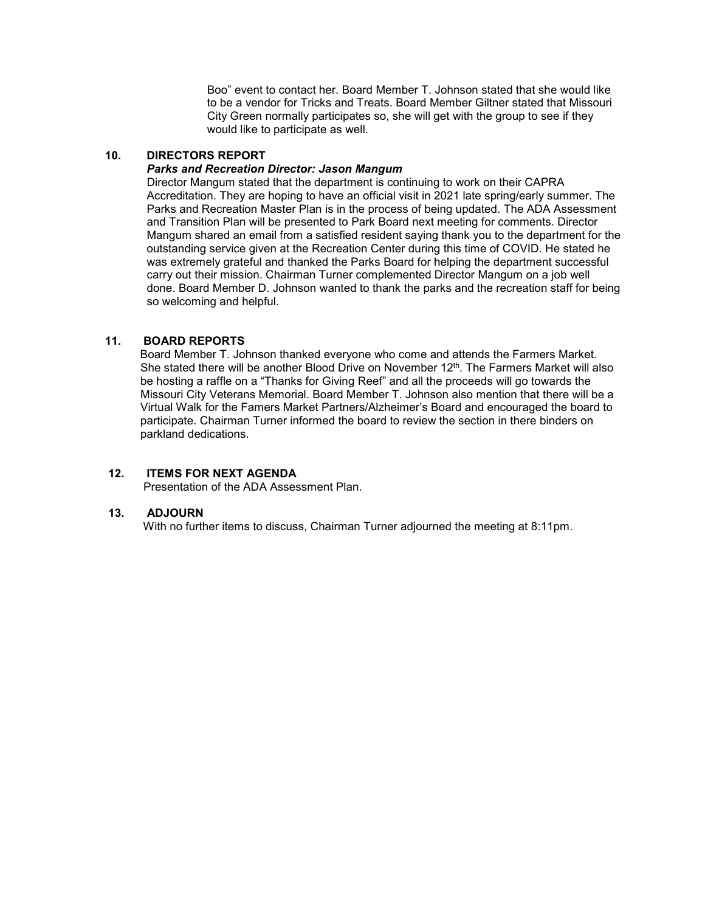Boo" event to contact her. Board Member T. Johnson stated that she would like to be a vendor for Tricks and Treats. Board Member Giltner stated that Missouri City Green normally participates so, she will get with the group to see if they would like to participate as well.

**10. DIRECTORS REPORT**

***Parks and Recreation Director: Jason Mangum***

Director Mangum stated that the department is continuing to work on their CAPRA Accreditation. They are hoping to have an official visit in 2021 late spring/early summer. The Parks and Recreation Master Plan is in the process of being updated. The ADA Assessment and Transition Plan will be presented to Park Board next meeting for comments. Director Mangum shared an email from a satisfied resident saying thank you to the department for the outstanding service given at the Recreation Center during this time of COVID. He stated he was extremely grateful and thanked the Parks Board for helping the department successful carry out their mission. Chairman Turner complemented Director Mangum on a job well done. Board Member D. Johnson wanted to thank the parks and the recreation staff for being so welcoming and helpful.

**11. BOARD REPORTS**

Board Member T. Johnson thanked everyone who come and attends the Farmers Market. She stated there will be another Blood Drive on November 12th. The Farmers Market will also be hosting a raffle on a "Thanks for Giving Reef" and all the proceeds will go towards the Missouri City Veterans Memorial. Board Member T. Johnson also mention that there will be a Virtual Walk for the Famers Market Partners/Alzheimer's Board and encouraged the board to participate. Chairman Turner informed the board to review the section in there binders on parkland dedications.

**12. ITEMS FOR NEXT AGENDA**

Presentation of the ADA Assessment Plan.

**13. ADJOURN**

With no further items to discuss, Chairman Turner adjourned the meeting at 8:11pm.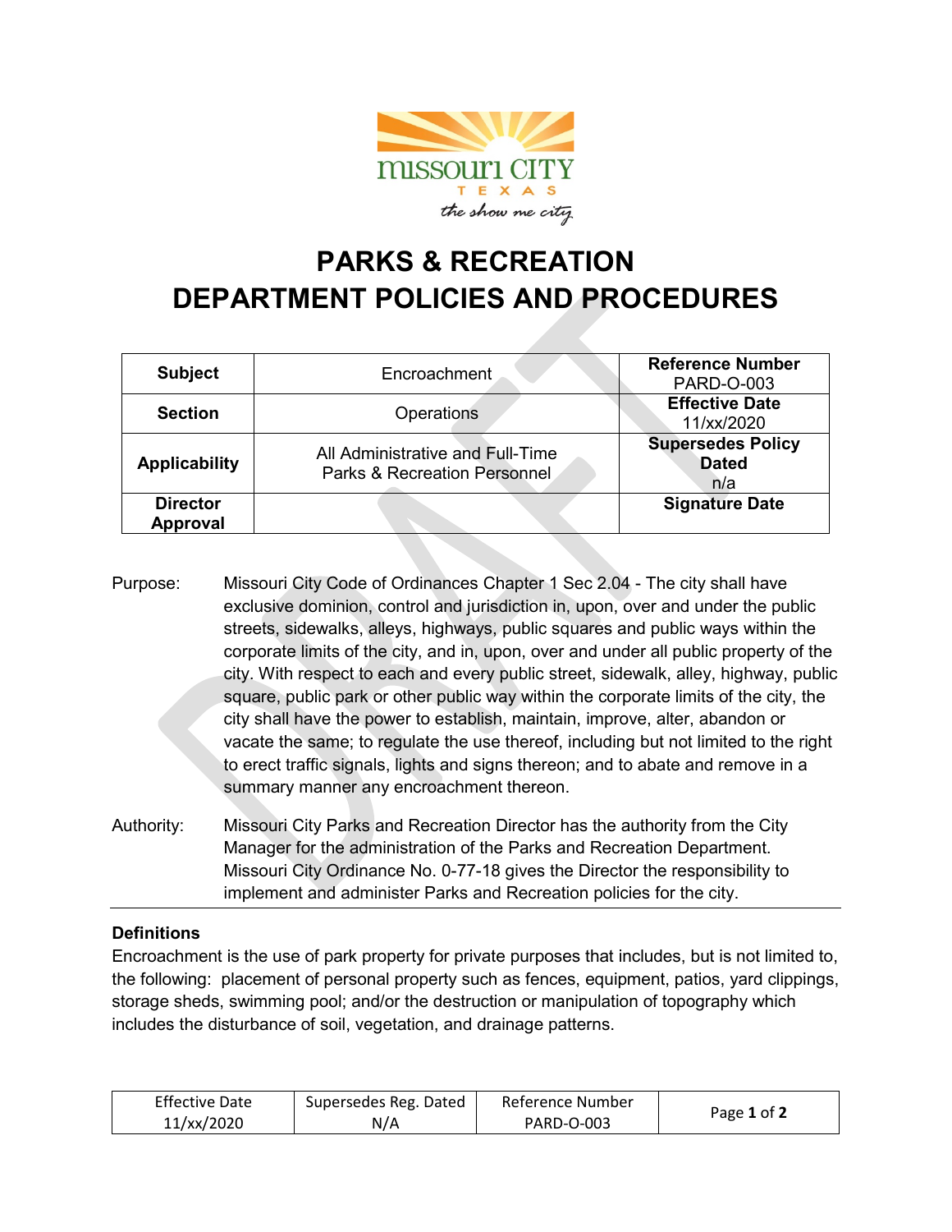# PARKS & RECREATION DEPARTMENT POLICIES AND PROCEDURES

| | | | |
|---|---|---|---|
| **Subject** | Encroachment | **Reference Number** PARD-O-003 | |
| **Section** | Operations | **Effective Date** 11/xx/2020 | |
| **Applicability** | All Administrative and Full-Time Parks & Recreation Personnel | **Supersedes Policy Dated** n/a | |
| **Director Approval** | | **Signature Date** | |

Purpose: Missouri City Code of Ordinances Chapter 1 Sec 2.04 - The city shall have exclusive dominion, control and jurisdiction in, upon, over and under the public streets, sidewalks, alleys, highways, public squares and public ways within the corporate limits of the city, and in, upon, over and under all public property of the city. With respect to each and every public street, sidewalk, alley, highway, public square, public park or other public way within the corporate limits of the city, the city shall have the power to establish, maintain, improve, alter, abandon or vacate the same; to regulate the use thereof, including but not limited to the right to erect traffic signals, lights and signs thereon; and to abate and remove in a summary manner any encroachment thereon.

Authority: Missouri City Parks and Recreation Director has the authority from the City Manager for the administration of the Parks and Recreation Department. Missouri City Ordinance No. 0-77-18 gives the Director the responsibility to implement and administer Parks and Recreation policies for the city.

---

**Definitions**

Encroachment is the use of park property for private purposes that includes, but is not limited to, the following: placement of personal property such as fences, equipment, patios, yard clippings, storage sheds, swimming pool; and/or the destruction or manipulation of topography which includes the disturbance of soil, vegetation, and drainage patterns.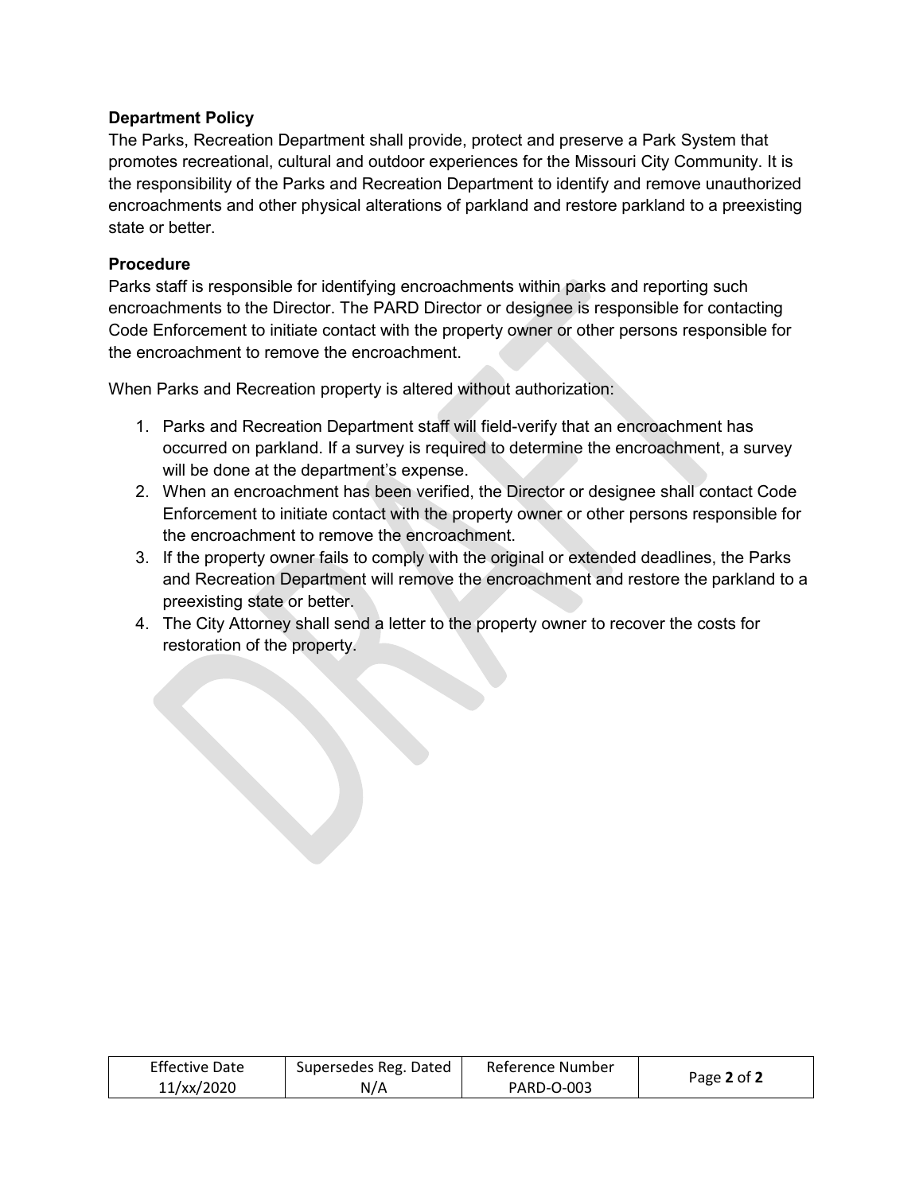**Department Policy**

The Parks, Recreation Department shall provide, protect and preserve a Park System that promotes recreational, cultural and outdoor experiences for the Missouri City Community. It is the responsibility of the Parks and Recreation Department to identify and remove unauthorized encroachments and other physical alterations of parkland and restore parkland to a preexisting state or better.

**Procedure**

Parks staff is responsible for identifying encroachments within parks and reporting such encroachments to the Director. The PARD Director or designee is responsible for contacting Code Enforcement to initiate contact with the property owner or other persons responsible for the encroachment to remove the encroachment.

When Parks and Recreation property is altered without authorization:

1. Parks and Recreation Department staff will field-verify that an encroachment has occurred on parkland. If a survey is required to determine the encroachment, a survey will be done at the department's expense.
2. When an encroachment has been verified, the Director or designee shall contact Code Enforcement to initiate contact with the property owner or other persons responsible for the encroachment to remove the encroachment.
3. If the property owner fails to comply with the original or extended deadlines, the Parks and Recreation Department will remove the encroachment and restore the parkland to a preexisting state or better.
4. The City Attorney shall send a letter to the property owner to recover the costs for restoration of the property.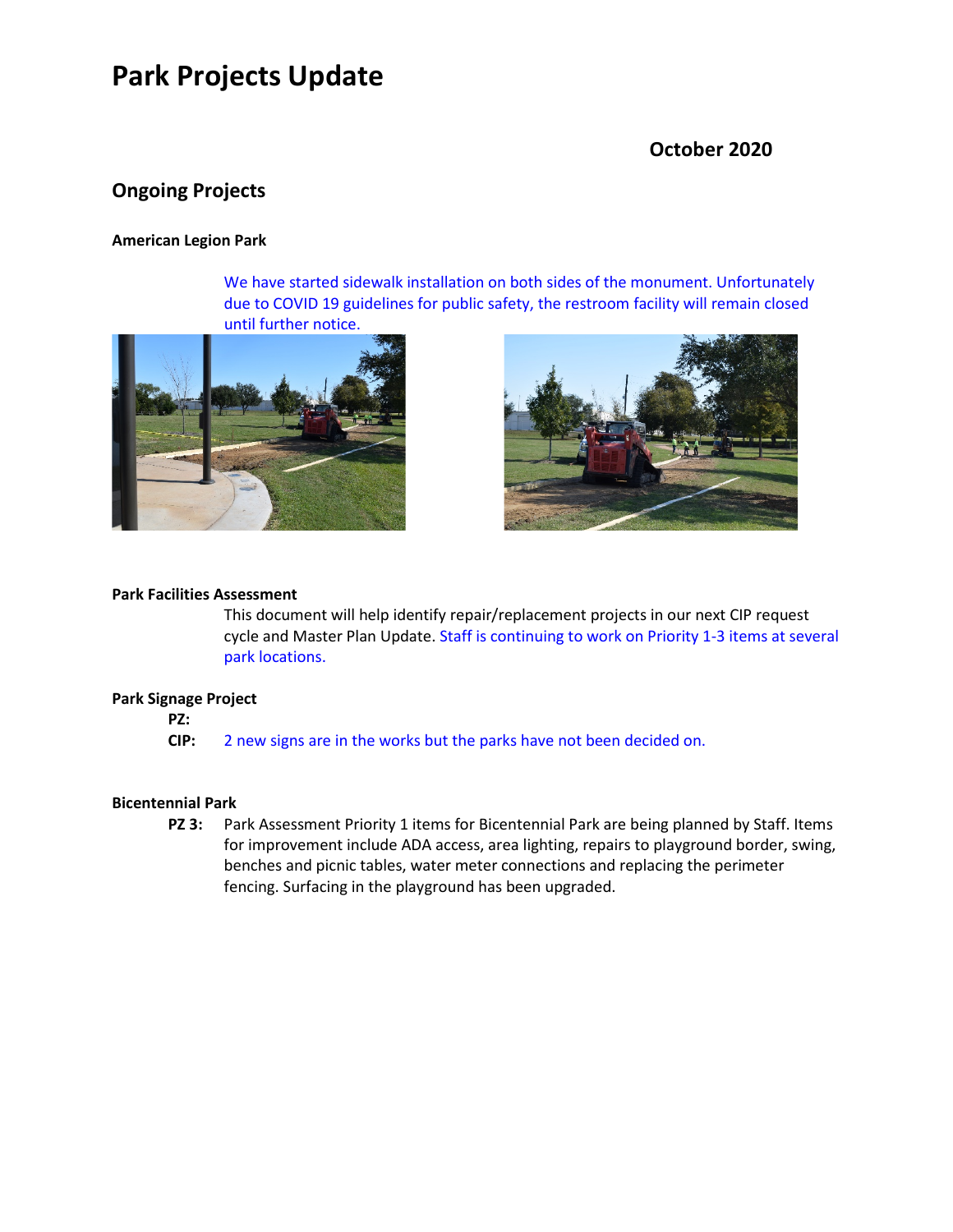# Park Projects Update

**October 2020**

## Ongoing Projects

**American Legion Park**

We have started sidewalk installation on both sides of the monument. Unfortunately due to COVID 19 guidelines for public safety, the restroom facility will remain closed until further notice.

**Park Facilities Assessment**

This document will help identify repair/replacement projects in our next CIP request cycle and Master Plan Update. Staff is continuing to work on Priority 1-3 items at several park locations.

**Park Signage Project**

**PZ:**

**CIP:** 2 new signs are in the works but the parks have not been decided on.

**Bicentennial Park**

**PZ 3:** Park Assessment Priority 1 items for Bicentennial Park are being planned by Staff. Items for improvement include ADA access, area lighting, repairs to playground border, swing, benches and picnic tables, water meter connections and replacing the perimeter fencing. Surfacing in the playground has been upgraded.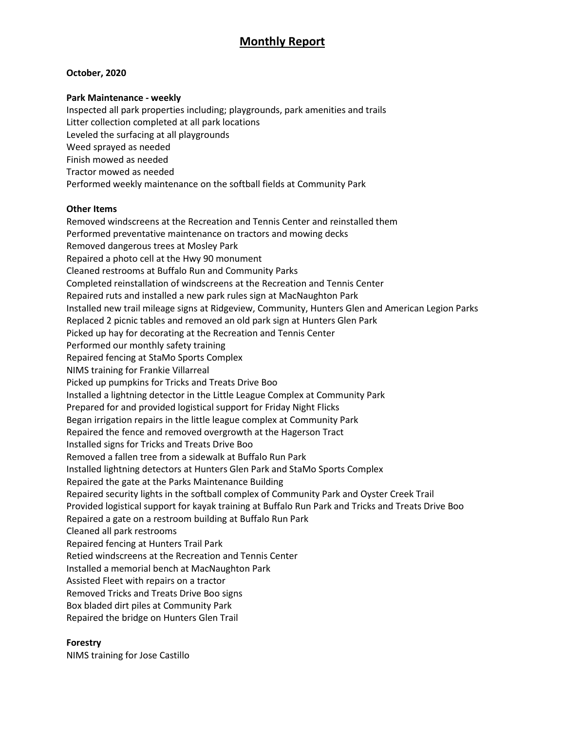# Monthly Report

**October, 2020**

**Park Maintenance - weekly**

Inspected all park properties including; playgrounds, park amenities and trails
Litter collection completed at all park locations
Leveled the surfacing at all playgrounds
Weed sprayed as needed
Finish mowed as needed
Tractor mowed as needed
Performed weekly maintenance on the softball fields at Community Park

**Other Items**

Removed windscreens at the Recreation and Tennis Center and reinstalled them
Performed preventative maintenance on tractors and mowing decks
Removed dangerous trees at Mosley Park
Repaired a photo cell at the Hwy 90 monument
Cleaned restrooms at Buffalo Run and Community Parks
Completed reinstallation of windscreens at the Recreation and Tennis Center
Repaired ruts and installed a new park rules sign at MacNaughton Park
Installed new trail mileage signs at Ridgeview, Community, Hunters Glen and American Legion Parks
Replaced 2 picnic tables and removed an old park sign at Hunters Glen Park
Picked up hay for decorating at the Recreation and Tennis Center
Performed our monthly safety training
Repaired fencing at StaMo Sports Complex
NIMS training for Frankie Villarreal
Picked up pumpkins for Tricks and Treats Drive Boo
Installed a lightning detector in the Little League Complex at Community Park
Prepared for and provided logistical support for Friday Night Flicks
Began irrigation repairs in the little league complex at Community Park
Repaired the fence and removed overgrowth at the Hagerson Tract
Installed signs for Tricks and Treats Drive Boo
Removed a fallen tree from a sidewalk at Buffalo Run Park
Installed lightning detectors at Hunters Glen Park and StaMo Sports Complex
Repaired the gate at the Parks Maintenance Building
Repaired security lights in the softball complex of Community Park and Oyster Creek Trail
Provided logistical support for kayak training at Buffalo Run Park and Tricks and Treats Drive Boo
Repaired a gate on a restroom building at Buffalo Run Park
Cleaned all park restrooms
Repaired fencing at Hunters Trail Park
Retied windscreens at the Recreation and Tennis Center
Installed a memorial bench at MacNaughton Park
Assisted Fleet with repairs on a tractor
Removed Tricks and Treats Drive Boo signs
Box bladed dirt piles at Community Park
Repaired the bridge on Hunters Glen Trail

**Forestry**

NIMS training for Jose Castillo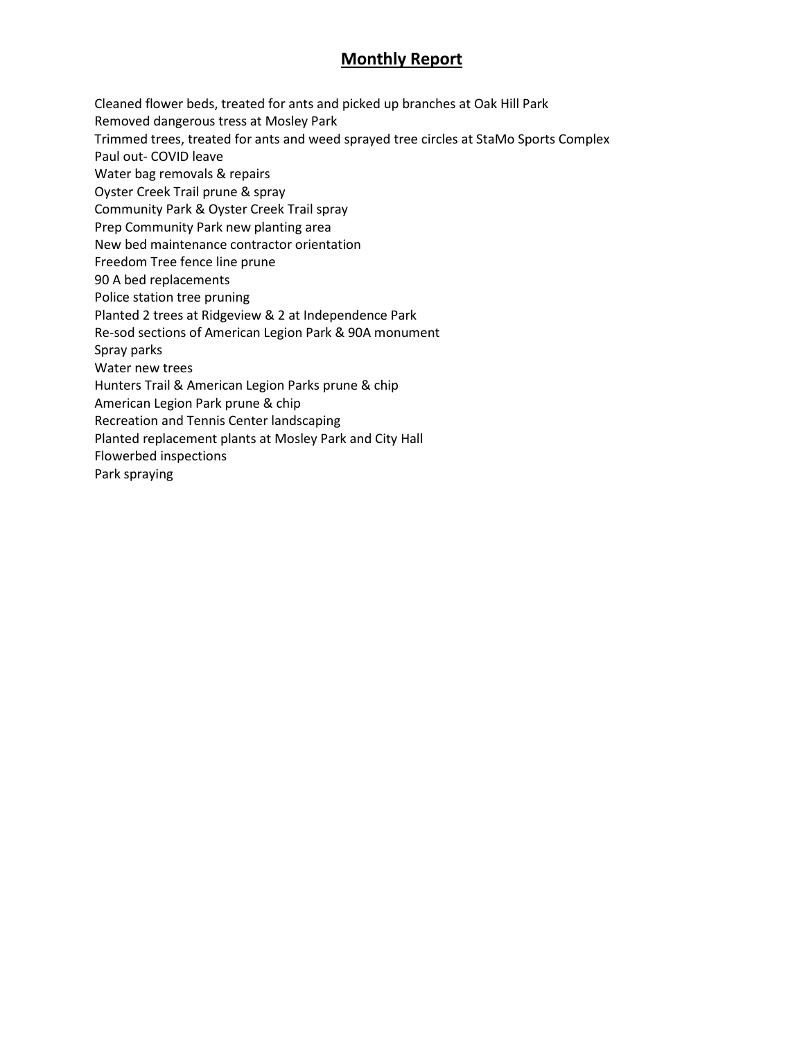# Monthly Report

Cleaned flower beds, treated for ants and picked up branches at Oak Hill Park
Removed dangerous tress at Mosley Park
Trimmed trees, treated for ants and weed sprayed tree circles at StaMo Sports Complex
Paul out- COVID leave
Water bag removals & repairs
Oyster Creek Trail prune & spray
Community Park & Oyster Creek Trail spray
Prep Community Park new planting area
New bed maintenance contractor orientation
Freedom Tree fence line prune
90 A bed replacements
Police station tree pruning
Planted 2 trees at Ridgeview & 2 at Independence Park
Re-sod sections of American Legion Park & 90A monument
Spray parks
Water new trees
Hunters Trail & American Legion Parks prune & chip
American Legion Park prune & chip
Recreation and Tennis Center landscaping
Planted replacement plants at Mosley Park and City Hall
Flowerbed inspections
Park spraying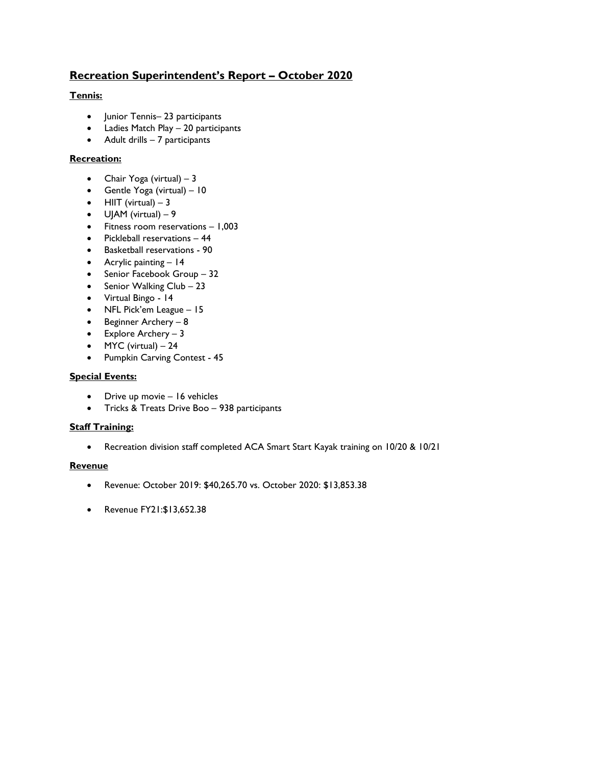## Recreation Superintendent's Report – October 2020

### Tennis:

- Junior Tennis– 23 participants
- Ladies Match Play – 20 participants
- Adult drills – 7 participants

### Recreation:

- Chair Yoga (virtual) – 3
- Gentle Yoga (virtual) – 10
- HIIT (virtual) – 3
- UJAM (virtual) – 9
- Fitness room reservations – 1,003
- Pickleball reservations – 44
- Basketball reservations - 90
- Acrylic painting – 14
- Senior Facebook Group – 32
- Senior Walking Club – 23
- Virtual Bingo - 14
- NFL Pick'em League – 15
- Beginner Archery – 8
- Explore Archery – 3
- MYC (virtual) – 24
- Pumpkin Carving Contest - 45

### Special Events:

- Drive up movie – 16 vehicles
- Tricks & Treats Drive Boo – 938 participants

### Staff Training:

- Recreation division staff completed ACA Smart Start Kayak training on 10/20 & 10/21

### Revenue

- Revenue: October 2019: $40,265.70 vs. October 2020: $13,853.38

- Revenue FY21:$13,652.38